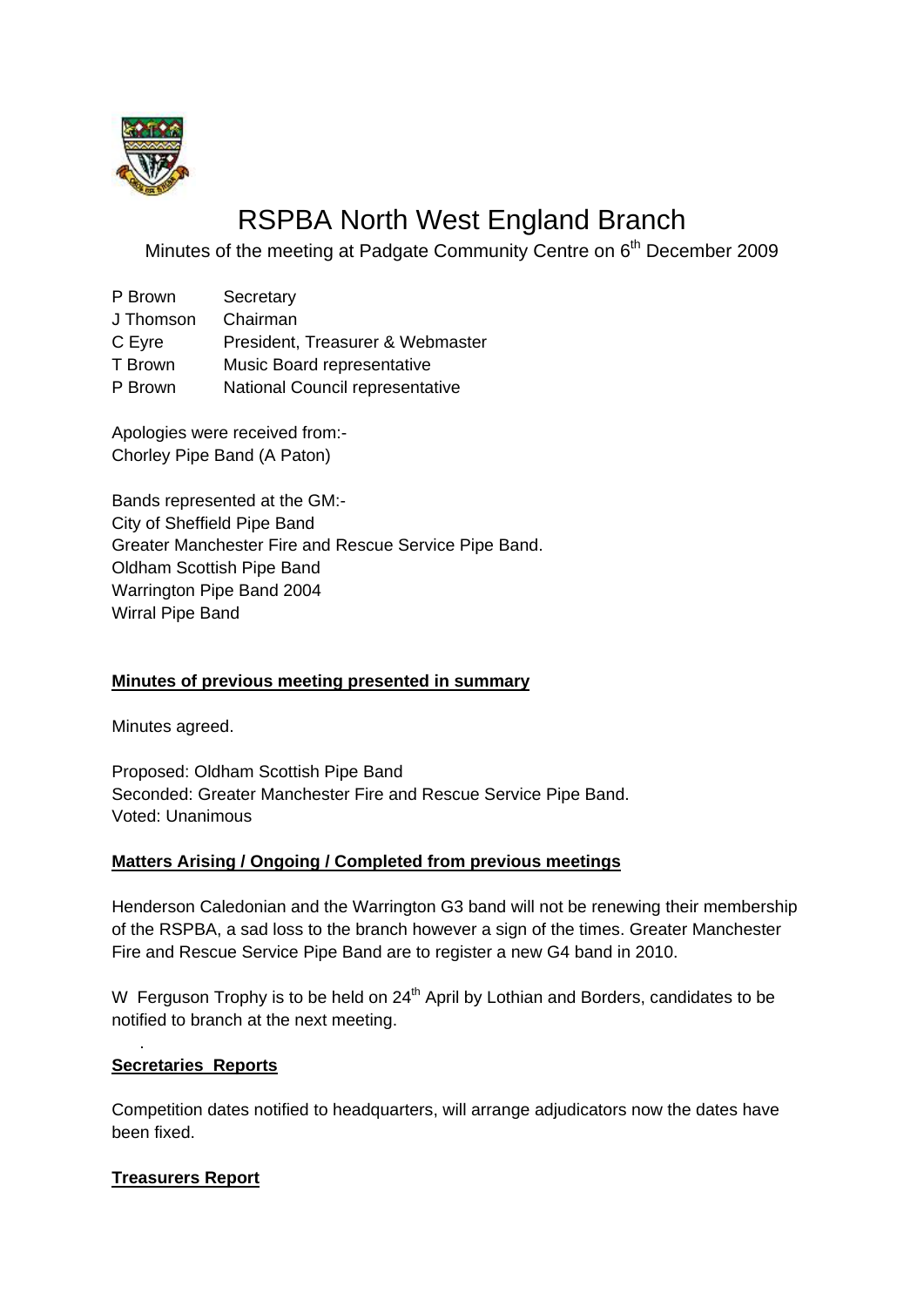# RSPBA North West England Branch

Minutes of the meeting at Padgate Community Centre on 6th December 2009

| | |
|---|---|
| P Brown | Secretary |
| J Thomson | Chairman |
| C Eyre | President, Treasurer & Webmaster |
| T Brown | Music Board representative |
| P Brown | National Council representative |

Apologies were received from:-
Chorley Pipe Band (A Paton)

Bands represented at the GM:-
City of Sheffield Pipe Band
Greater Manchester Fire and Rescue Service Pipe Band.
Oldham Scottish Pipe Band
Warrington Pipe Band 2004
Wirral Pipe Band

**Minutes of previous meeting presented in summary**

Minutes agreed.

Proposed: Oldham Scottish Pipe Band
Seconded: Greater Manchester Fire and Rescue Service Pipe Band.
Voted: Unanimous

**Matters Arising / Ongoing / Completed from previous meetings**

Henderson Caledonian and the Warrington G3 band will not be renewing their membership of the RSPBA, a sad loss to the branch however a sign of the times. Greater Manchester Fire and Rescue Service Pipe Band are to register a new G4 band in 2010.

W Ferguson Trophy is to be held on 24th April by Lothian and Borders, candidates to be notified to branch at the next meeting.

**Secretaries Reports**

Competition dates notified to headquarters, will arrange adjudicators now the dates have been fixed.

**Treasurers Report**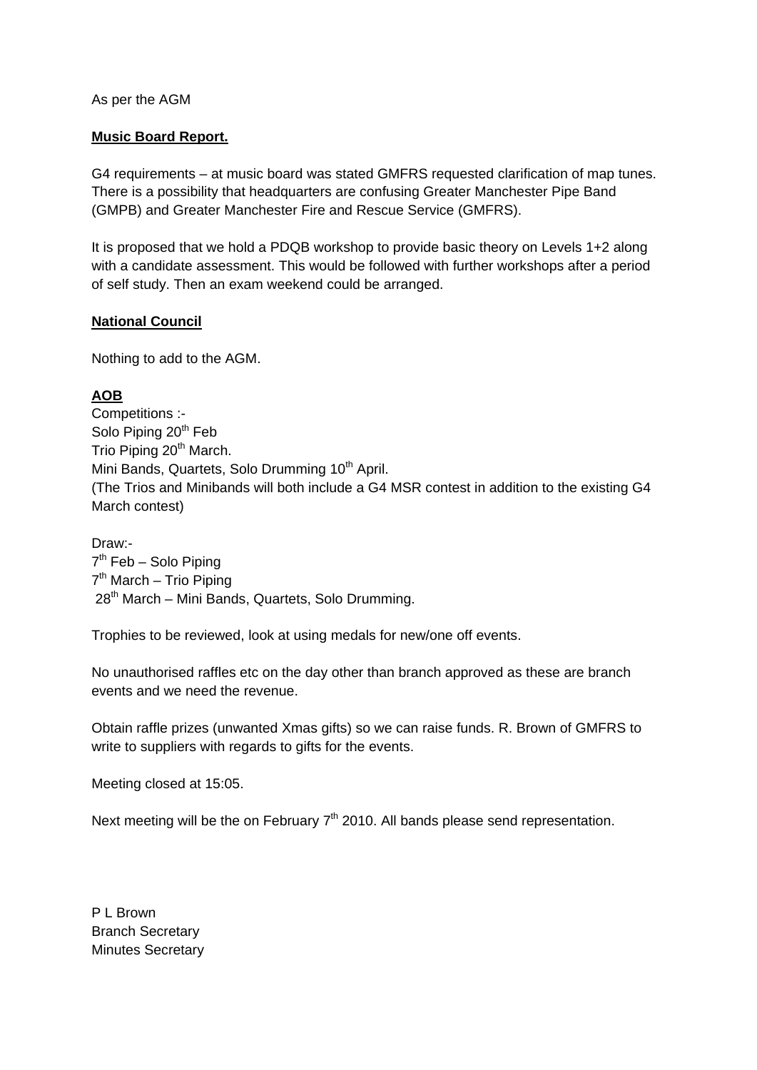As per the AGM

**Music Board Report.**

G4 requirements – at music board was stated GMFRS requested clarification of map tunes. There is a possibility that headquarters are confusing Greater Manchester Pipe Band (GMPB) and Greater Manchester Fire and Rescue Service (GMFRS).

It is proposed that we hold a PDQB workshop to provide basic theory on Levels 1+2 along with a candidate assessment. This would be followed with further workshops after a period of self study. Then an exam weekend could be arranged.

**National Council**

Nothing to add to the AGM.

**AOB**

Competitions :-
Solo Piping 20th Feb
Trio Piping 20th March.
Mini Bands, Quartets, Solo Drumming 10th April.
(The Trios and Minibands will both include a G4 MSR contest in addition to the existing G4 March contest)

Draw:-
7th Feb – Solo Piping
7th March – Trio Piping
28th March – Mini Bands, Quartets, Solo Drumming.

Trophies to be reviewed, look at using medals for new/one off events.

No unauthorised raffles etc on the day other than branch approved as these are branch events and we need the revenue.

Obtain raffle prizes (unwanted Xmas gifts) so we can raise funds. R. Brown of GMFRS to write to suppliers with regards to gifts for the events.

Meeting closed at 15:05.

Next meeting will be the on February 7th 2010. All bands please send representation.

P L Brown
Branch Secretary
Minutes Secretary